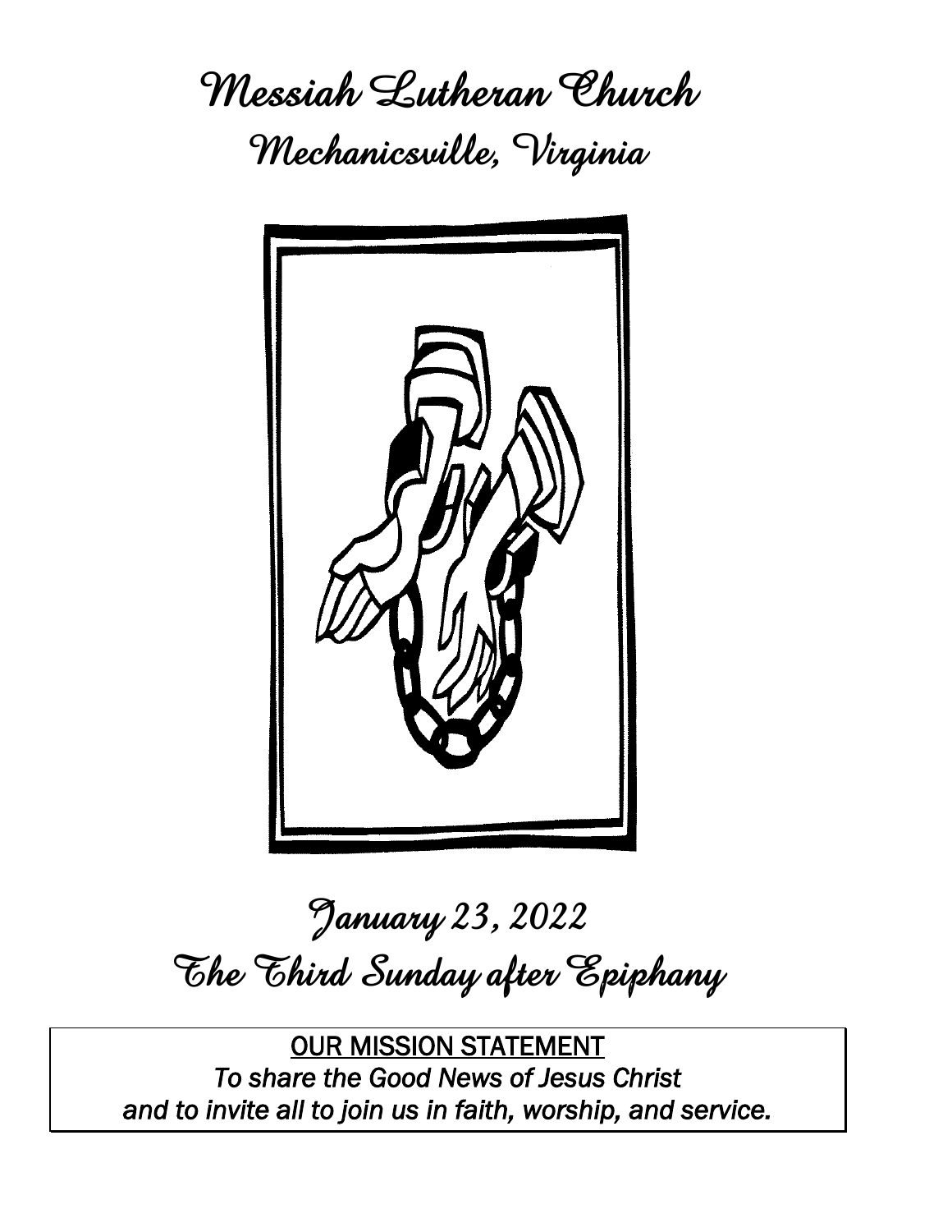# Messiah Lutheran Church

## Mechanicsville, Virginia

## January 23, 2022

## The Third Sunday after Epiphany

<u>OUR MISSION STATEMENT</u>

*To share the Good News of Jesus Christ*
*and to invite all to join us in faith, worship, and service.*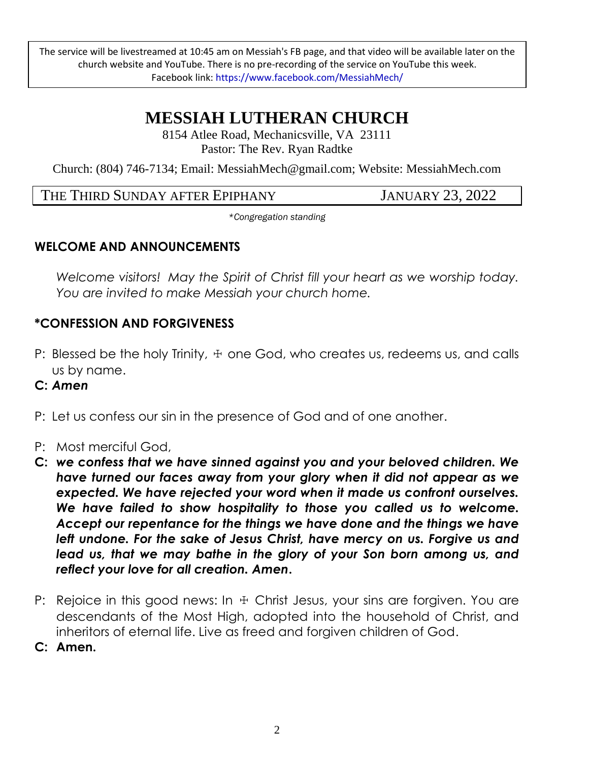The service will be livestreamed at 10:45 am on Messiah's FB page, and that video will be available later on the church website and YouTube. There is no pre-recording of the service on YouTube this week.
Facebook link: https://www.facebook.com/MessiahMech/

# MESSIAH LUTHERAN CHURCH

8154 Atlee Road, Mechanicsville, VA 23111
Pastor: The Rev. Ryan Radtke

Church: (804) 746-7134; Email: MessiahMech@gmail.com; Website: MessiahMech.com

THE THIRD SUNDAY AFTER EPIPHANY — JANUARY 23, 2022

*\*Congregation standing*

## WELCOME AND ANNOUNCEMENTS

*Welcome visitors! May the Spirit of Christ fill your heart as we worship today. You are invited to make Messiah your church home.*

## *CONFESSION AND FORGIVENESS

P: Blessed be the holy Trinity, ☩ one God, who creates us, redeems us, and calls us by name.

**C: *Amen***

P: Let us confess our sin in the presence of God and of one another.

P: Most merciful God,

**C: *we confess that we have sinned against you and your beloved children. We have turned our faces away from your glory when it did not appear as we expected. We have rejected your word when it made us confront ourselves. We have failed to show hospitality to those you called us to welcome. Accept our repentance for the things we have done and the things we have left undone. For the sake of Jesus Christ, have mercy on us. Forgive us and lead us, that we may bathe in the glory of your Son born among us, and reflect your love for all creation. Amen.***

P: Rejoice in this good news: In ☩ Christ Jesus, your sins are forgiven. You are descendants of the Most High, adopted into the household of Christ, and inheritors of eternal life. Live as freed and forgiven children of God.

**C: Amen.**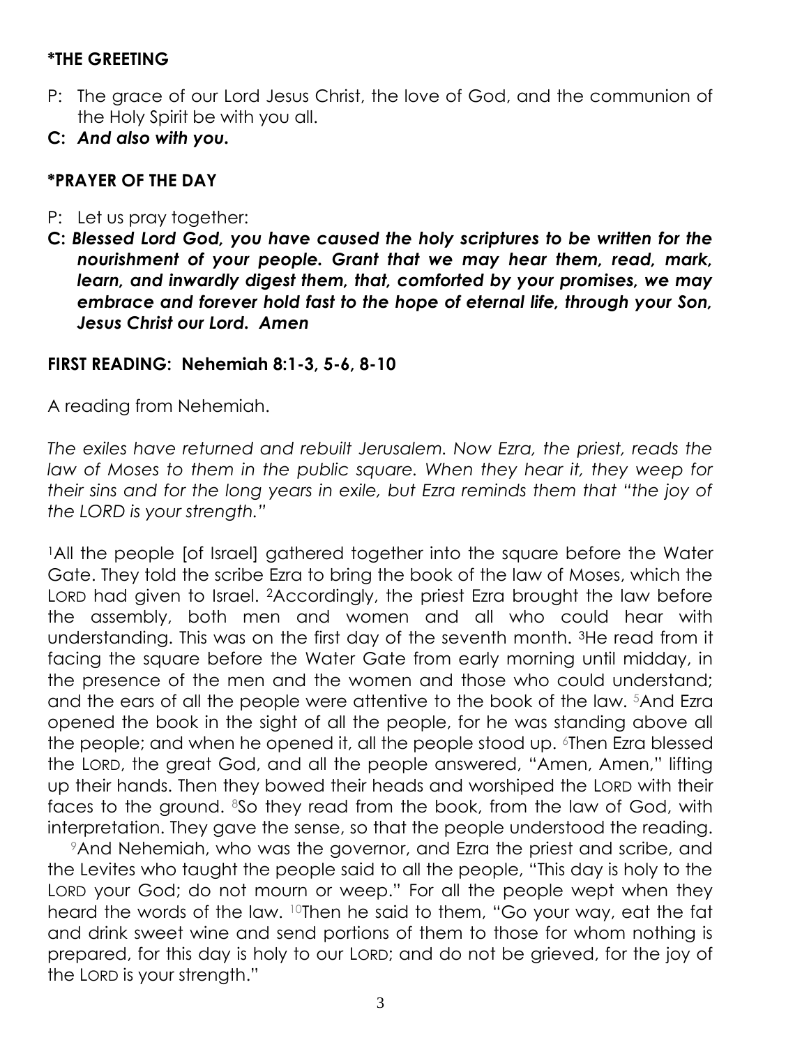### *THE GREETING

P: The grace of our Lord Jesus Christ, the love of God, and the communion of the Holy Spirit be with you all.

**C:** ***And also with you.***

### *PRAYER OF THE DAY

P: Let us pray together:

**C:** ***Blessed Lord God, you have caused the holy scriptures to be written for the nourishment of your people. Grant that we may hear them, read, mark, learn, and inwardly digest them, that, comforted by your promises, we may embrace and forever hold fast to the hope of eternal life, through your Son, Jesus Christ our Lord. Amen***

### FIRST READING: Nehemiah 8:1-3, 5-6, 8-10

A reading from Nehemiah.

*The exiles have returned and rebuilt Jerusalem. Now Ezra, the priest, reads the law of Moses to them in the public square. When they hear it, they weep for their sins and for the long years in exile, but Ezra reminds them that "the joy of the LORD is your strength."*

[1]All the people [of Israel] gathered together into the square before the Water Gate. They told the scribe Ezra to bring the book of the law of Moses, which the LORD had given to Israel. [2]Accordingly, the priest Ezra brought the law before the assembly, both men and women and all who could hear with understanding. This was on the first day of the seventh month. [3]He read from it facing the square before the Water Gate from early morning until midday, in the presence of the men and the women and those who could understand; and the ears of all the people were attentive to the book of the law. [5]And Ezra opened the book in the sight of all the people, for he was standing above all the people; and when he opened it, all the people stood up. [6]Then Ezra blessed the LORD, the great God, and all the people answered, "Amen, Amen," lifting up their hands. Then they bowed their heads and worshiped the LORD with their faces to the ground. [8]So they read from the book, from the law of God, with interpretation. They gave the sense, so that the people understood the reading.

[9]And Nehemiah, who was the governor, and Ezra the priest and scribe, and the Levites who taught the people said to all the people, "This day is holy to the LORD your God; do not mourn or weep." For all the people wept when they heard the words of the law. [10]Then he said to them, "Go your way, eat the fat and drink sweet wine and send portions of them to those for whom nothing is prepared, for this day is holy to our LORD; and do not be grieved, for the joy of the LORD is your strength."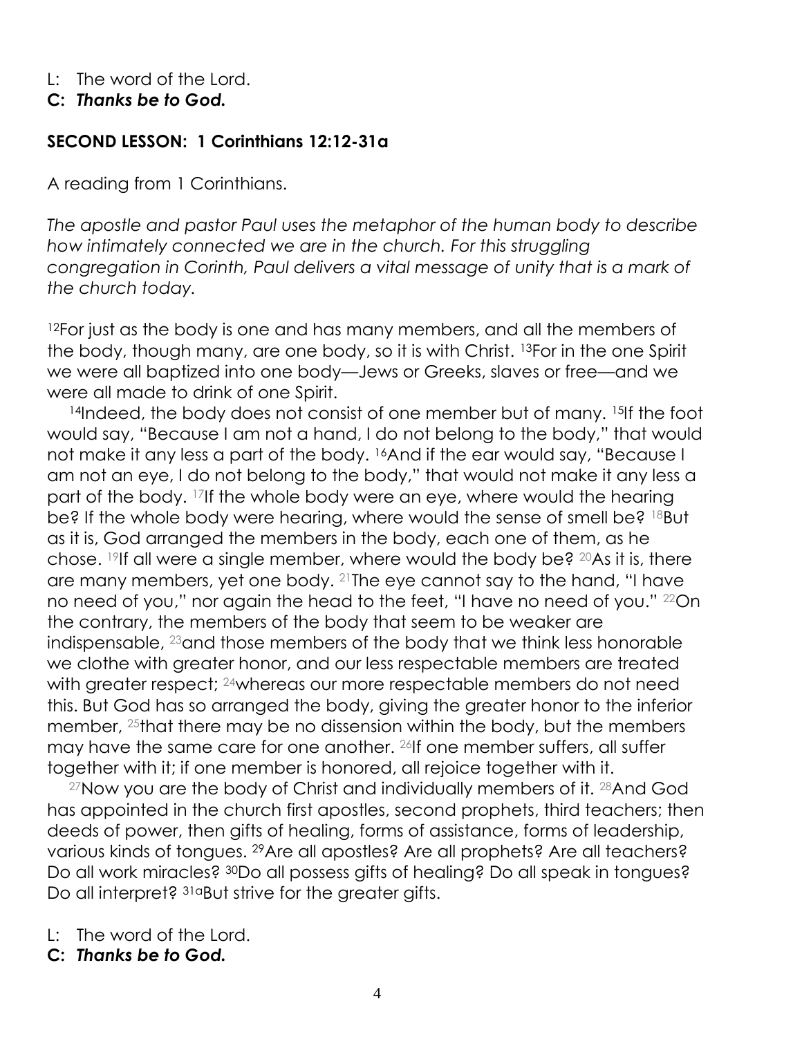L: The word of the Lord.
**C: *Thanks be to God.***

**SECOND LESSON: 1 Corinthians 12:12-31a**

A reading from 1 Corinthians.

*The apostle and pastor Paul uses the metaphor of the human body to describe how intimately connected we are in the church. For this struggling congregation in Corinth, Paul delivers a vital message of unity that is a mark of the church today.*

[12]For just as the body is one and has many members, and all the members of the body, though many, are one body, so it is with Christ. [13]For in the one Spirit we were all baptized into one body—Jews or Greeks, slaves or free—and we were all made to drink of one Spirit.

[14]Indeed, the body does not consist of one member but of many. [15]If the foot would say, "Because I am not a hand, I do not belong to the body," that would not make it any less a part of the body. [16]And if the ear would say, "Because I am not an eye, I do not belong to the body," that would not make it any less a part of the body. [17]If the whole body were an eye, where would the hearing be? If the whole body were hearing, where would the sense of smell be? [18]But as it is, God arranged the members in the body, each one of them, as he chose. [19]If all were a single member, where would the body be? [20]As it is, there are many members, yet one body. [21]The eye cannot say to the hand, "I have no need of you," nor again the head to the feet, "I have no need of you." [22]On the contrary, the members of the body that seem to be weaker are indispensable, [23]and those members of the body that we think less honorable we clothe with greater honor, and our less respectable members are treated with greater respect; [24]whereas our more respectable members do not need this. But God has so arranged the body, giving the greater honor to the inferior member, [25]that there may be no dissension within the body, but the members may have the same care for one another. [26]If one member suffers, all suffer together with it; if one member is honored, all rejoice together with it.

[27]Now you are the body of Christ and individually members of it. [28]And God has appointed in the church first apostles, second prophets, third teachers; then deeds of power, then gifts of healing, forms of assistance, forms of leadership, various kinds of tongues. [29]Are all apostles? Are all prophets? Are all teachers? Do all work miracles? [30]Do all possess gifts of healing? Do all speak in tongues? Do all interpret? [31a]But strive for the greater gifts.

L: The word of the Lord.
**C: *Thanks be to God.***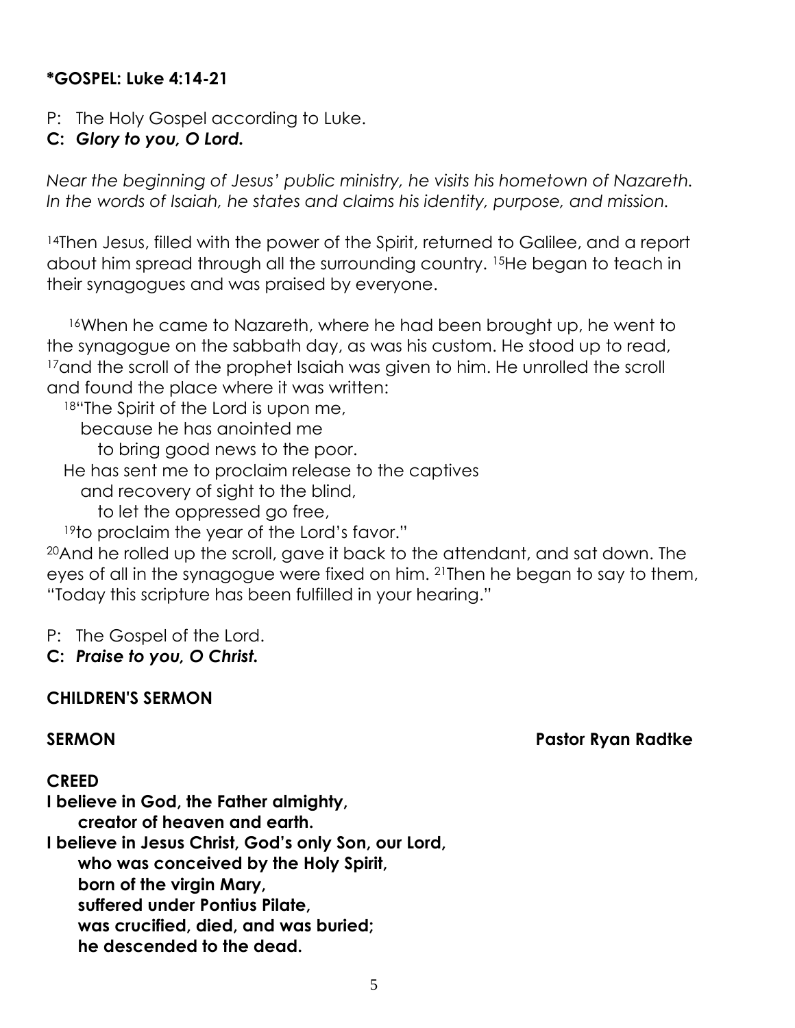**\*GOSPEL: Luke 4:14-21**

P: The Holy Gospel according to Luke.
**C: *Glory to you, O Lord.***

*Near the beginning of Jesus' public ministry, he visits his hometown of Nazareth. In the words of Isaiah, he states and claims his identity, purpose, and mission.*

[14]Then Jesus, filled with the power of the Spirit, returned to Galilee, and a report about him spread through all the surrounding country. [15]He began to teach in their synagogues and was praised by everyone.

[16]When he came to Nazareth, where he had been brought up, he went to the synagogue on the sabbath day, as was his custom. He stood up to read, [17]and the scroll of the prophet Isaiah was given to him. He unrolled the scroll and found the place where it was written:

[18]"The Spirit of the Lord is upon me,
  because he has anointed me
    to bring good news to the poor.
He has sent me to proclaim release to the captives
  and recovery of sight to the blind,
    to let the oppressed go free,
[19]to proclaim the year of the Lord's favor."

[20]And he rolled up the scroll, gave it back to the attendant, and sat down. The eyes of all in the synagogue were fixed on him. [21]Then he began to say to them, "Today this scripture has been fulfilled in your hearing."

P: The Gospel of the Lord.
**C: *Praise to you, O Christ.***

**CHILDREN'S SERMON**

**SERMON** **Pastor Ryan Radtke**

**CREED**

**I believe in God, the Father almighty,**
  **creator of heaven and earth.**
**I believe in Jesus Christ, God's only Son, our Lord,**
  **who was conceived by the Holy Spirit,**
  **born of the virgin Mary,**
  **suffered under Pontius Pilate,**
  **was crucified, died, and was buried;**
  **he descended to the dead.**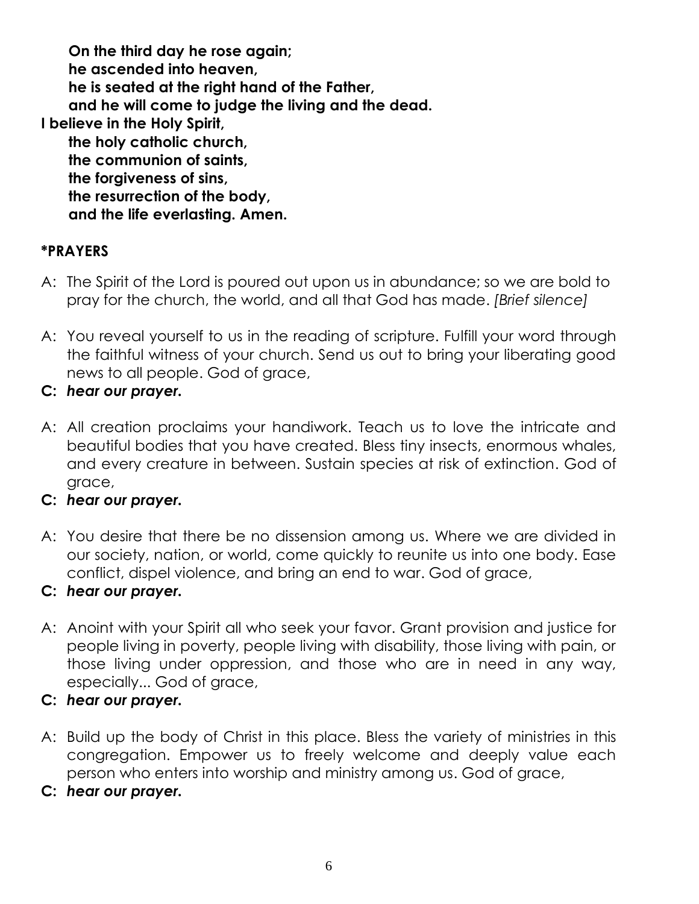**On the third day he rose again;**
**he ascended into heaven,**
**he is seated at the right hand of the Father,**
**and he will come to judge the living and the dead.**
**I believe in the Holy Spirit,**
**the holy catholic church,**
**the communion of saints,**
**the forgiveness of sins,**
**the resurrection of the body,**
**and the life everlasting. Amen.**

**\*PRAYERS**

A: The Spirit of the Lord is poured out upon us in abundance; so we are bold to pray for the church, the world, and all that God has made. *[Brief silence]*

A: You reveal yourself to us in the reading of scripture. Fulfill your word through the faithful witness of your church. Send us out to bring your liberating good news to all people. God of grace,

**C:** ***hear our prayer.***

A: All creation proclaims your handiwork. Teach us to love the intricate and beautiful bodies that you have created. Bless tiny insects, enormous whales, and every creature in between. Sustain species at risk of extinction. God of grace,

**C:** ***hear our prayer.***

A: You desire that there be no dissension among us. Where we are divided in our society, nation, or world, come quickly to reunite us into one body. Ease conflict, dispel violence, and bring an end to war. God of grace,

**C:** ***hear our prayer.***

A: Anoint with your Spirit all who seek your favor. Grant provision and justice for people living in poverty, people living with disability, those living with pain, or those living under oppression, and those who are in need in any way, especially... God of grace,

**C:** ***hear our prayer.***

A: Build up the body of Christ in this place. Bless the variety of ministries in this congregation. Empower us to freely welcome and deeply value each person who enters into worship and ministry among us. God of grace,

**C:** ***hear our prayer.***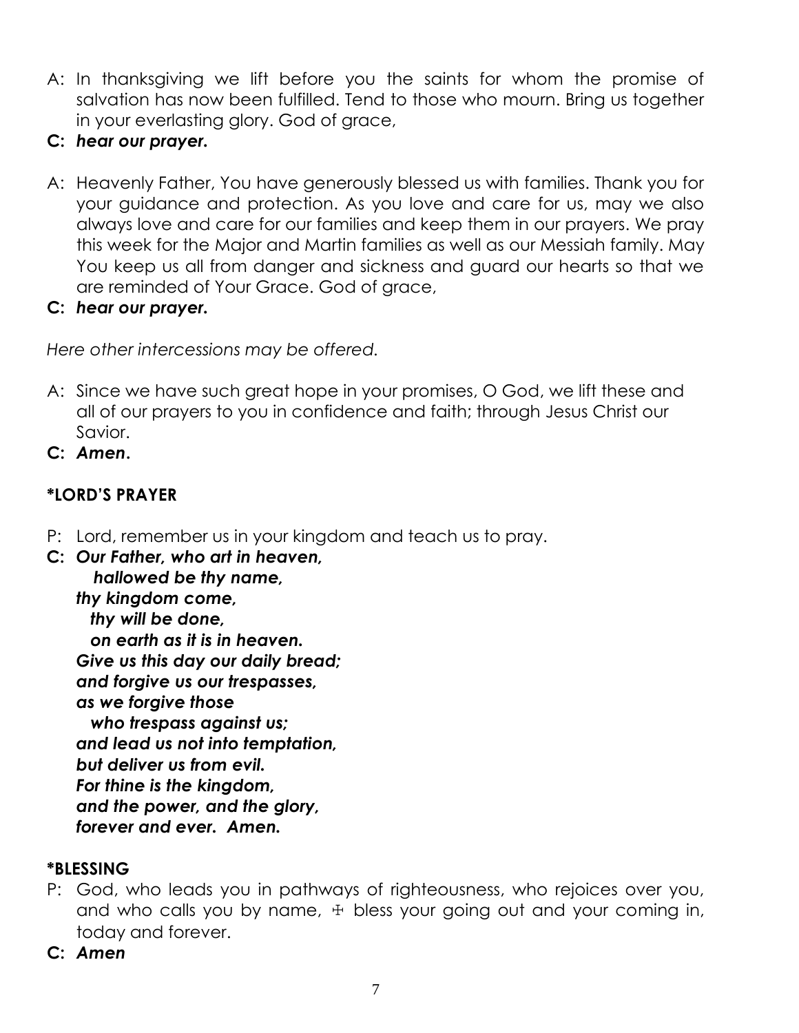A: In thanksgiving we lift before you the saints for whom the promise of salvation has now been fulfilled. Tend to those who mourn. Bring us together in your everlasting glory. God of grace,

**C: *hear our prayer.***

A: Heavenly Father, You have generously blessed us with families. Thank you for your guidance and protection. As you love and care for us, may we also always love and care for our families and keep them in our prayers. We pray this week for the Major and Martin families as well as our Messiah family. May You keep us all from danger and sickness and guard our hearts so that we are reminded of Your Grace. God of grace,

**C: *hear our prayer.***

*Here other intercessions may be offered.*

A: Since we have such great hope in your promises, O God, we lift these and all of our prayers to you in confidence and faith; through Jesus Christ our Savior.

**C: *Amen.***

**\*LORD'S PRAYER**

P: Lord, remember us in your kingdom and teach us to pray.

**C: *Our Father, who art in heaven,***
***hallowed be thy name,***
***thy kingdom come,***
***thy will be done,***
***on earth as it is in heaven.***
***Give us this day our daily bread;***
***and forgive us our trespasses,***
***as we forgive those***
***who trespass against us;***
***and lead us not into temptation,***
***but deliver us from evil.***
***For thine is the kingdom,***
***and the power, and the glory,***
***forever and ever. Amen.***

**\*BLESSING**

P: God, who leads you in pathways of righteousness, who rejoices over you, and who calls you by name, ☩ bless your going out and your coming in, today and forever.

**C: *Amen***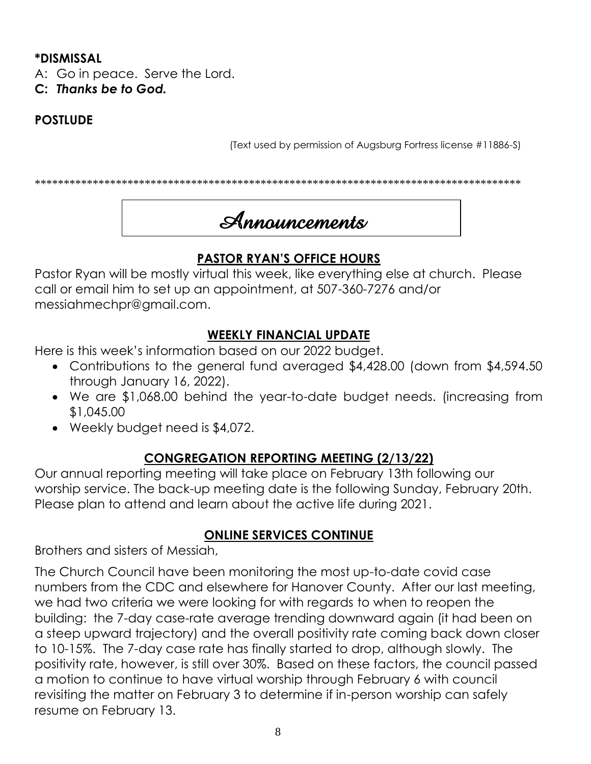**\*DISMISSAL**

A: Go in peace. Serve the Lord.

**C: *Thanks be to God.***

**POSTLUDE**

(Text used by permission of Augsburg Fortress license #11886-S)

\*\*\*\*\*\*\*\*\*\*\*\*\*\*\*\*\*\*\*\*\*\*\*\*\*\*\*\*\*\*\*\*\*\*\*\*\*\*\*\*\*\*\*\*\*\*\*\*\*\*\*\*\*\*\*\*\*\*\*\*\*\*\*\*\*\*\*\*\*\*\*\*\*\*\*\*\*\*\*\*\*\*\*\*\*\*\*\*\*\*\*\*\*

# Announcements

## PASTOR RYAN'S OFFICE HOURS

Pastor Ryan will be mostly virtual this week, like everything else at church. Please call or email him to set up an appointment, at 507-360-7276 and/or messiahmechpr@gmail.com.

## WEEKLY FINANCIAL UPDATE

Here is this week's information based on our 2022 budget.

- Contributions to the general fund averaged $4,428.00 (down from $4,594.50 through January 16, 2022).
- We are $1,068.00 behind the year-to-date budget needs. (increasing from $1,045.00
- Weekly budget need is $4,072.

## CONGREGATION REPORTING MEETING (2/13/22)

Our annual reporting meeting will take place on February 13th following our worship service. The back-up meeting date is the following Sunday, February 20th. Please plan to attend and learn about the active life during 2021.

## ONLINE SERVICES CONTINUE

Brothers and sisters of Messiah,

The Church Council have been monitoring the most up-to-date covid case numbers from the CDC and elsewhere for Hanover County. After our last meeting, we had two criteria we were looking for with regards to when to reopen the building: the 7-day case-rate average trending downward again (it had been on a steep upward trajectory) and the overall positivity rate coming back down closer to 10-15%. The 7-day case rate has finally started to drop, although slowly. The positivity rate, however, is still over 30%. Based on these factors, the council passed a motion to continue to have virtual worship through February 6 with council revisiting the matter on February 3 to determine if in-person worship can safely resume on February 13.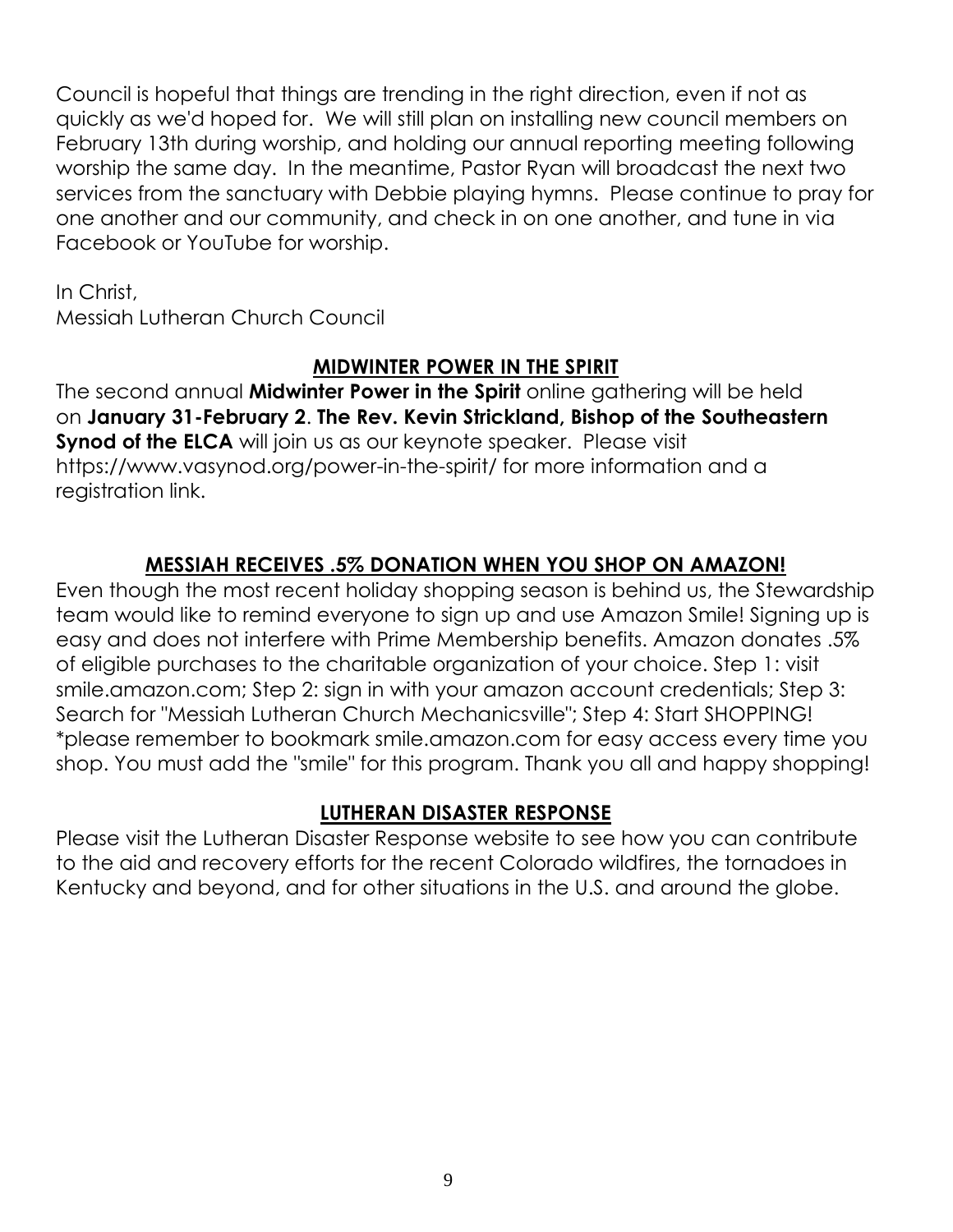Council is hopeful that things are trending in the right direction, even if not as quickly as we'd hoped for. We will still plan on installing new council members on February 13th during worship, and holding our annual reporting meeting following worship the same day. In the meantime, Pastor Ryan will broadcast the next two services from the sanctuary with Debbie playing hymns. Please continue to pray for one another and our community, and check in on one another, and tune in via Facebook or YouTube for worship.

In Christ,
Messiah Lutheran Church Council

## MIDWINTER POWER IN THE SPIRIT

The second annual **Midwinter Power in the Spirit** online gathering will be held on **January 31-February 2**. **The Rev. Kevin Strickland, Bishop of the Southeastern Synod of the ELCA** will join us as our keynote speaker. Please visit https://www.vasynod.org/power-in-the-spirit/ for more information and a registration link.

## MESSIAH RECEIVES .5% DONATION WHEN YOU SHOP ON AMAZON!

Even though the most recent holiday shopping season is behind us, the Stewardship team would like to remind everyone to sign up and use Amazon Smile! Signing up is easy and does not interfere with Prime Membership benefits. Amazon donates .5% of eligible purchases to the charitable organization of your choice. Step 1: visit smile.amazon.com; Step 2: sign in with your amazon account credentials; Step 3: Search for "Messiah Lutheran Church Mechanicsville"; Step 4: Start SHOPPING! *please remember to bookmark smile.amazon.com for easy access every time you shop. You must add the "smile" for this program. Thank you all and happy shopping!

## LUTHERAN DISASTER RESPONSE

Please visit the Lutheran Disaster Response website to see how you can contribute to the aid and recovery efforts for the recent Colorado wildfires, the tornadoes in Kentucky and beyond, and for other situations in the U.S. and around the globe.